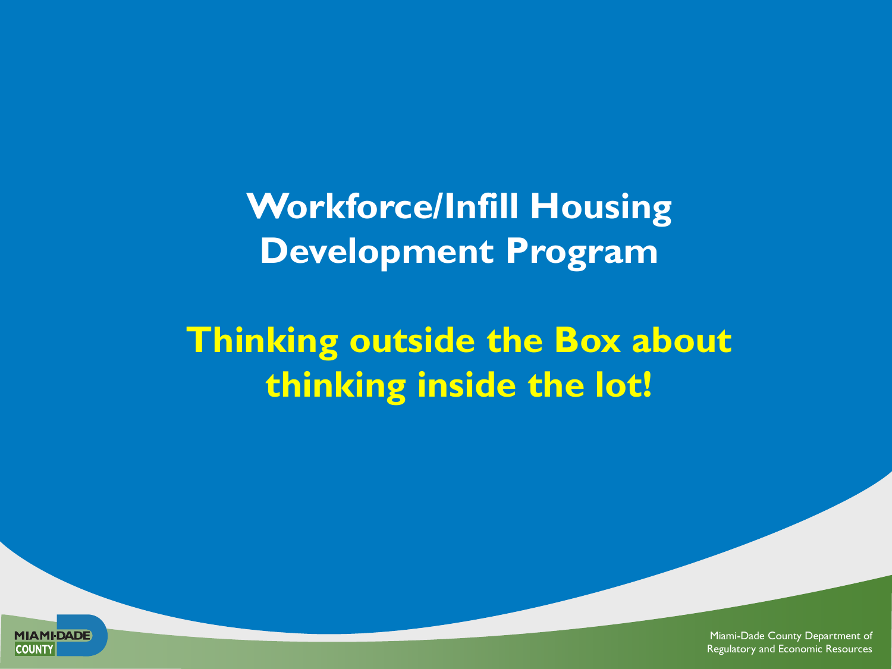# Workforce/Infill Housing Development Program

## Thinking outside the Box about thinking inside the lot!

Miami-Dade County Department of Regulatory and Economic Resources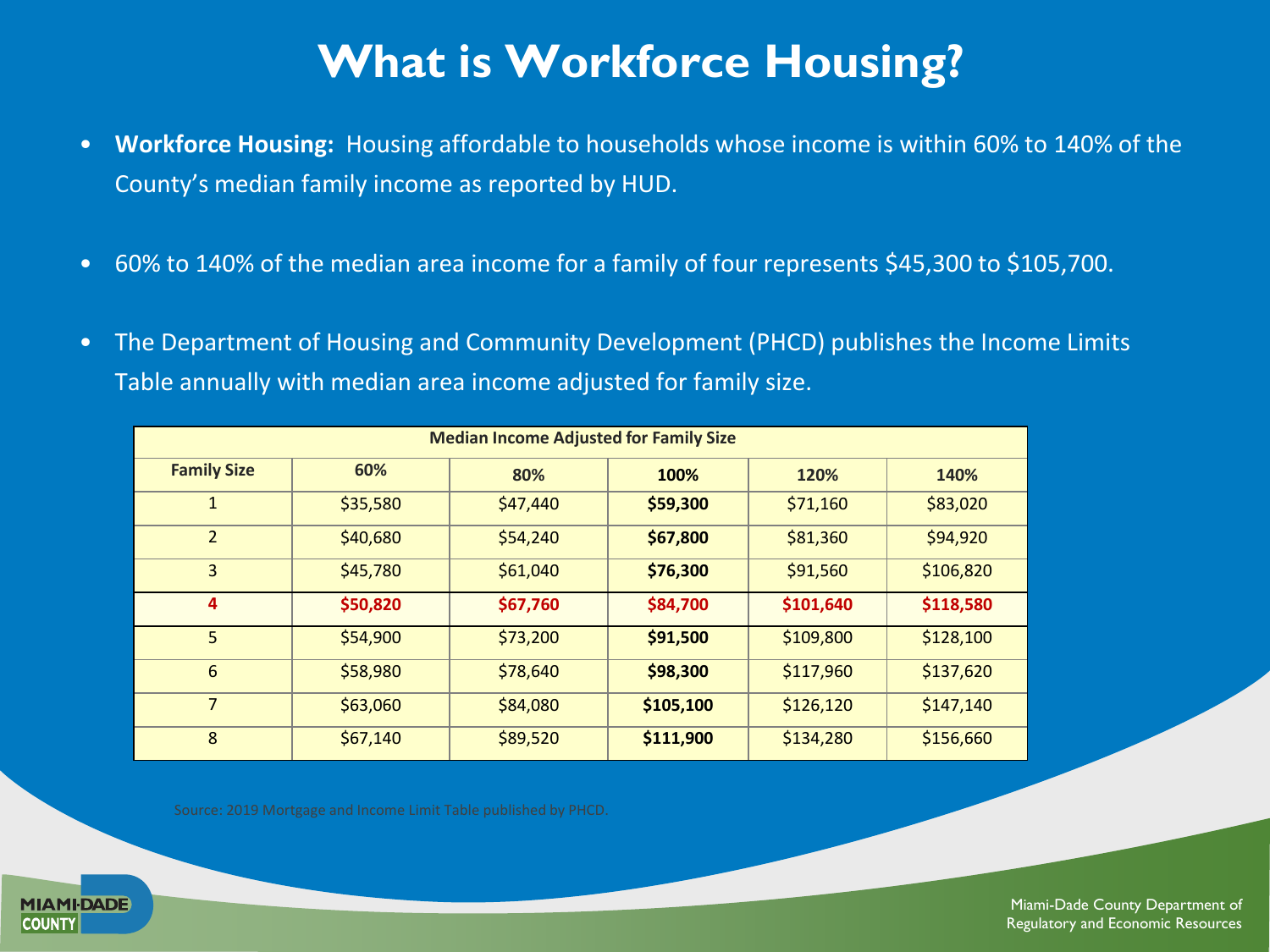# What is Workforce Housing?

- **Workforce Housing:** Housing affordable to households whose income is within 60% to 140% of the County's median family income as reported by HUD.

- 60% to 140% of the median area income for a family of four represents $45,300 to $105,700.

- The Department of Housing and Community Development (PHCD) publishes the Income Limits Table annually with median area income adjusted for family size.

| **Median Income Adjusted for Family Size** | | | | | |
|---|---|---|---|---|---|
| **Family Size** | **60%** | **80%** | **100%** | **120%** | **140%** |
| 1 | $35,580 | $47,440 | **$59,300** | $71,160 | $83,020 |
| 2 | $40,680 | $54,240 | **$67,800** | $81,360 | $94,920 |
| 3 | $45,780 | $61,040 | **$76,300** | $91,560 | $106,820 |
| **4** | **$50,820** | **$67,760** | **$84,700** | **$101,640** | **$118,580** |
| 5 | $54,900 | $73,200 | **$91,500** | $109,800 | $128,100 |
| 6 | $58,980 | $78,640 | **$98,300** | $117,960 | $137,620 |
| 7 | $63,060 | $84,080 | **$105,100** | $126,120 | $147,140 |
| 8 | $67,140 | $89,520 | **$111,900** | $134,280 | $156,660 |

Source: 2019 Mortgage and Income Limit Table published by PHCD.

Miami-Dade County Department of Regulatory and Economic Resources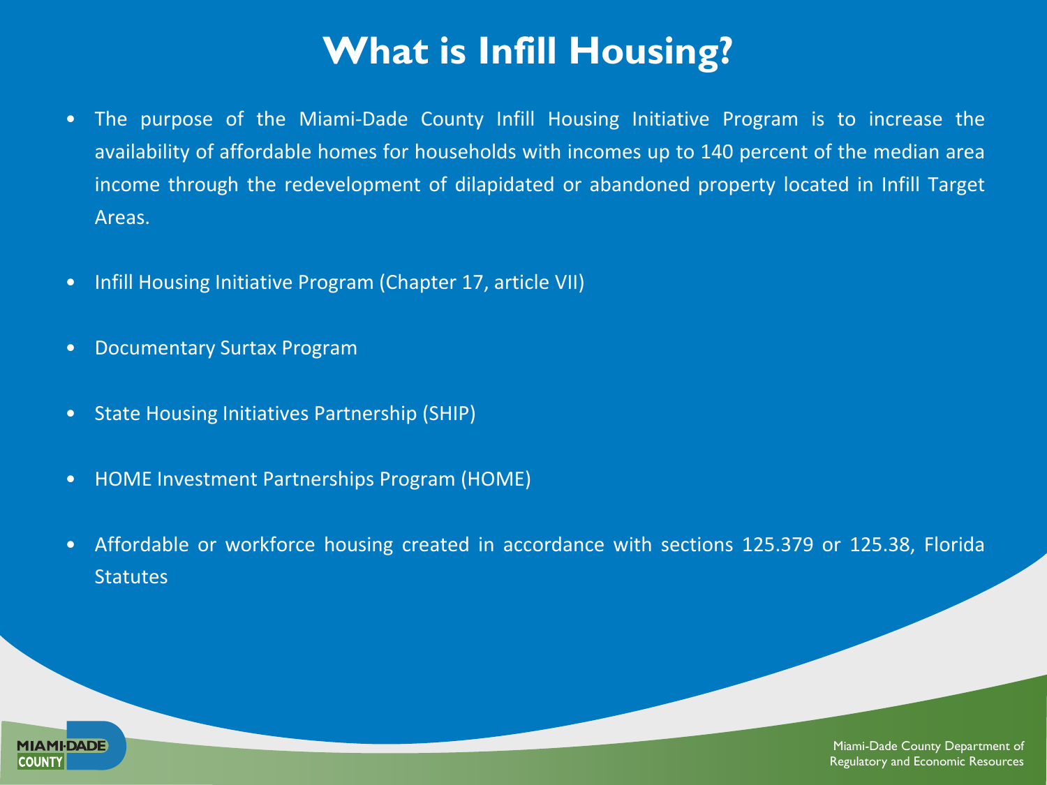# What is Infill Housing?

- The purpose of the Miami-Dade County Infill Housing Initiative Program is to increase the availability of affordable homes for households with incomes up to 140 percent of the median area income through the redevelopment of dilapidated or abandoned property located in Infill Target Areas.
- Infill Housing Initiative Program (Chapter 17, article VII)
- Documentary Surtax Program
- State Housing Initiatives Partnership (SHIP)
- HOME Investment Partnerships Program (HOME)
- Affordable or workforce housing created in accordance with sections 125.379 or 125.38, Florida Statutes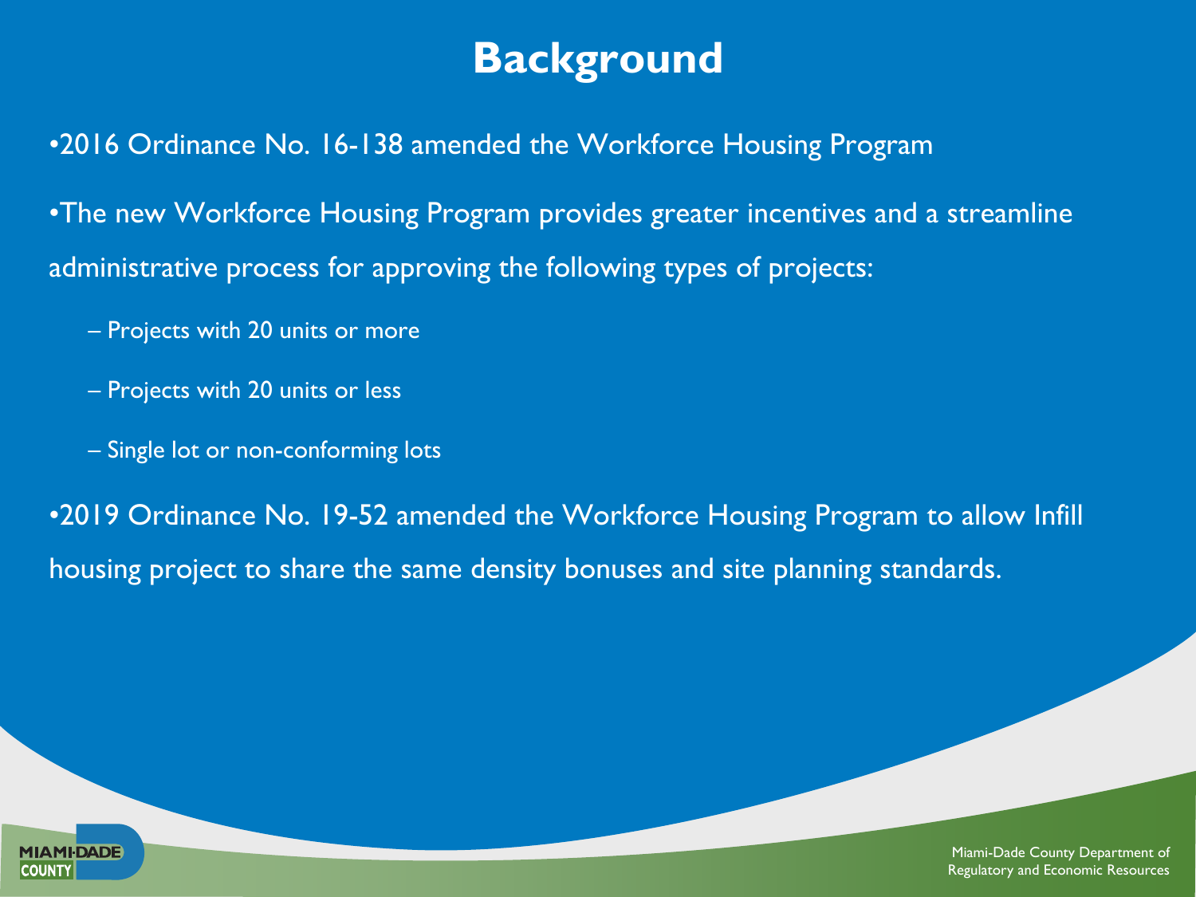# Background

- 2016 Ordinance No. 16-138 amended the Workforce Housing Program
- The new Workforce Housing Program provides greater incentives and a streamline administrative process for approving the following types of projects:
  - Projects with 20 units or more
  - Projects with 20 units or less
  - Single lot or non-conforming lots
- 2019 Ordinance No. 19-52 amended the Workforce Housing Program to allow Infill housing project to share the same density bonuses and site planning standards.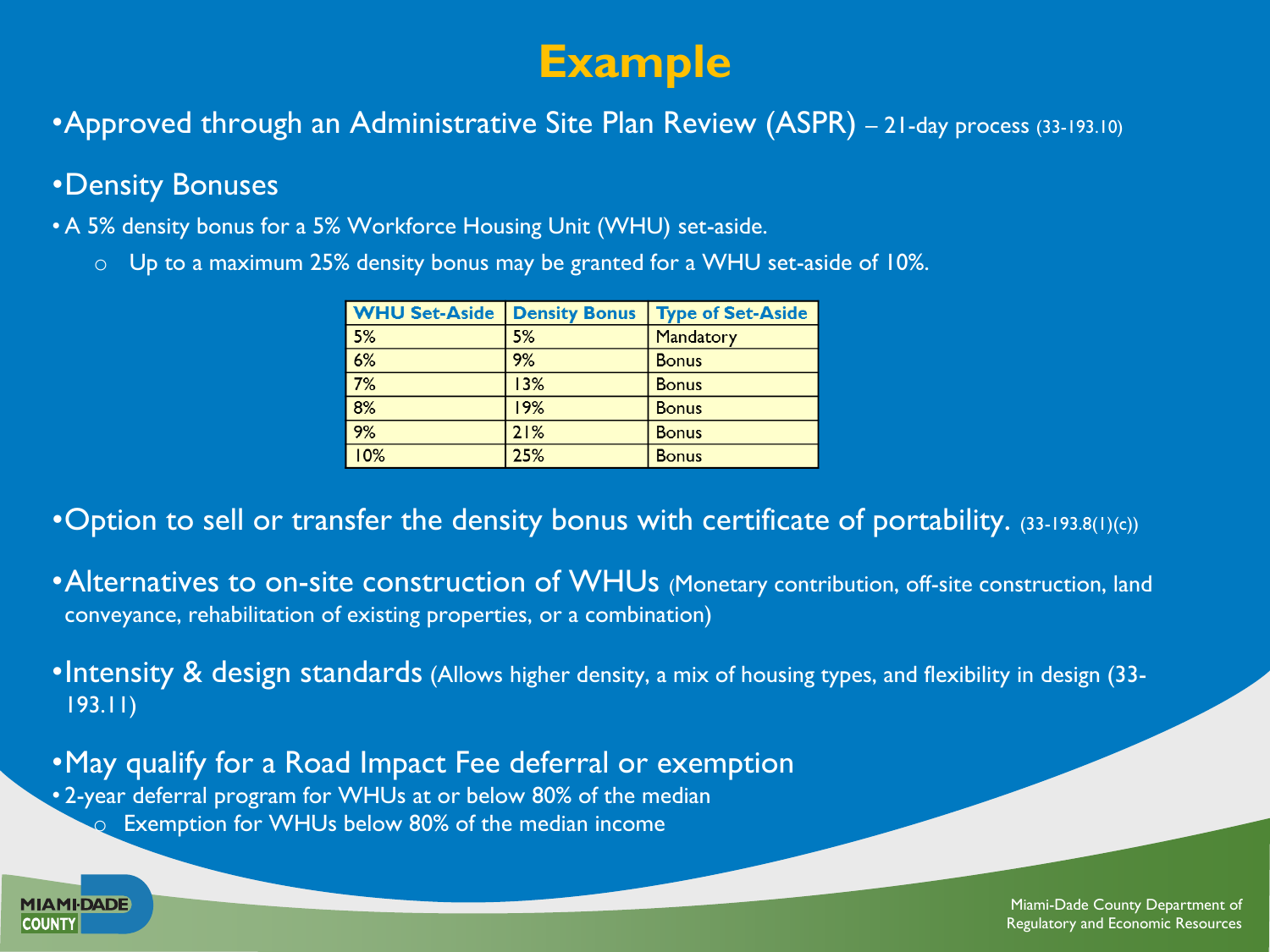# Example

- Approved through an Administrative Site Plan Review (ASPR) – 21-day process (33-193.10)

- Density Bonuses
  - A 5% density bonus for a 5% Workforce Housing Unit (WHU) set-aside.
    - Up to a maximum 25% density bonus may be granted for a WHU set-aside of 10%.

| WHU Set-Aside | Density Bonus | Type of Set-Aside |
|---|---|---|
| 5% | 5% | Mandatory |
| 6% | 9% | Bonus |
| 7% | 13% | Bonus |
| 8% | 19% | Bonus |
| 9% | 21% | Bonus |
| 10% | 25% | Bonus |

- Option to sell or transfer the density bonus with certificate of portability. (33-193.8(1)(c))

- Alternatives to on-site construction of WHUs (Monetary contribution, off-site construction, land conveyance, rehabilitation of existing properties, or a combination)

- Intensity & design standards (Allows higher density, a mix of housing types, and flexibility in design (33-193.11)

- May qualify for a Road Impact Fee deferral or exemption
  - 2-year deferral program for WHUs at or below 80% of the median
    - Exemption for WHUs below 80% of the median income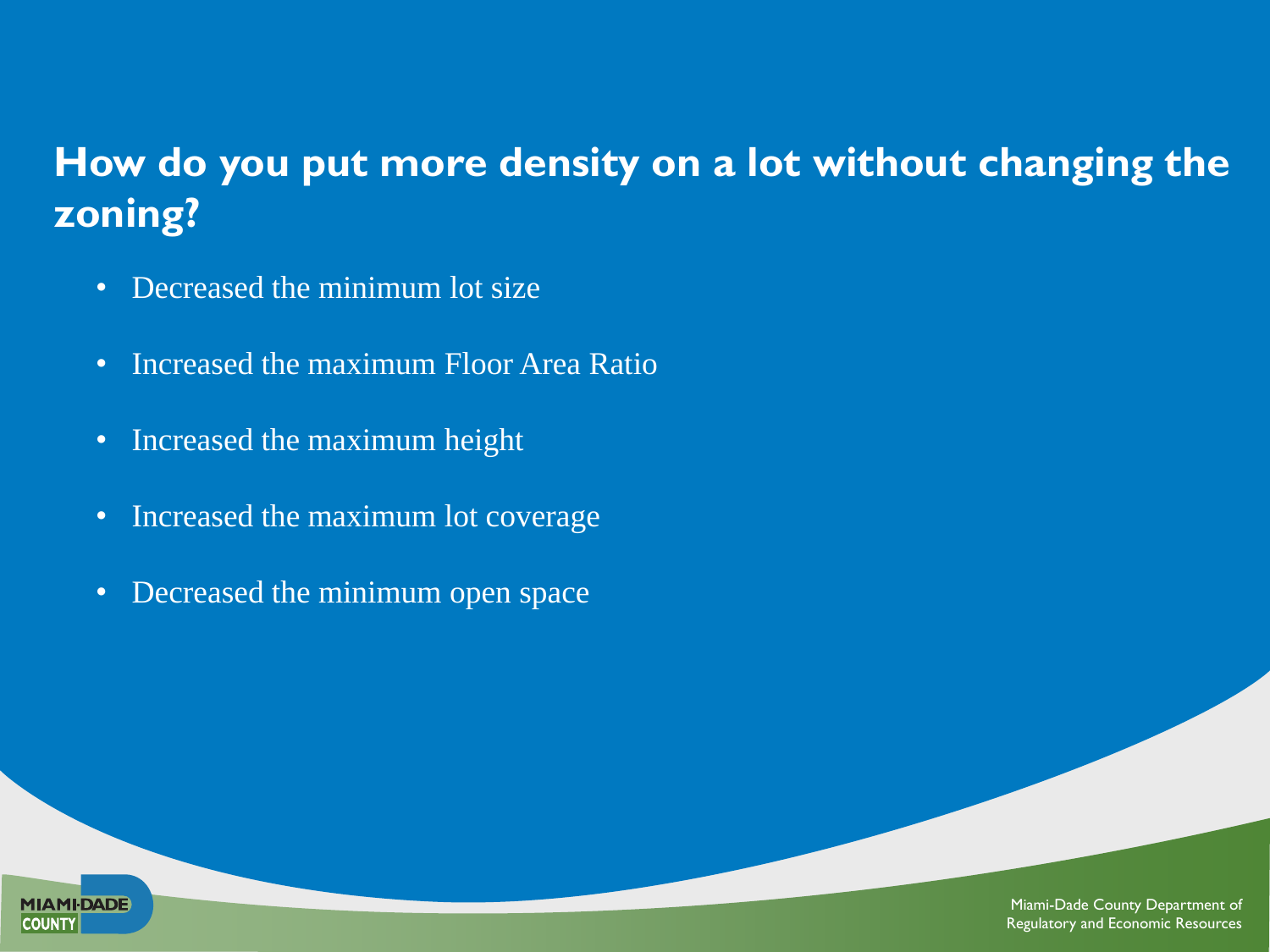## How do you put more density on a lot without changing the zoning?

- Decreased the minimum lot size
- Increased the maximum Floor Area Ratio
- Increased the maximum height
- Increased the maximum lot coverage
- Decreased the minimum open space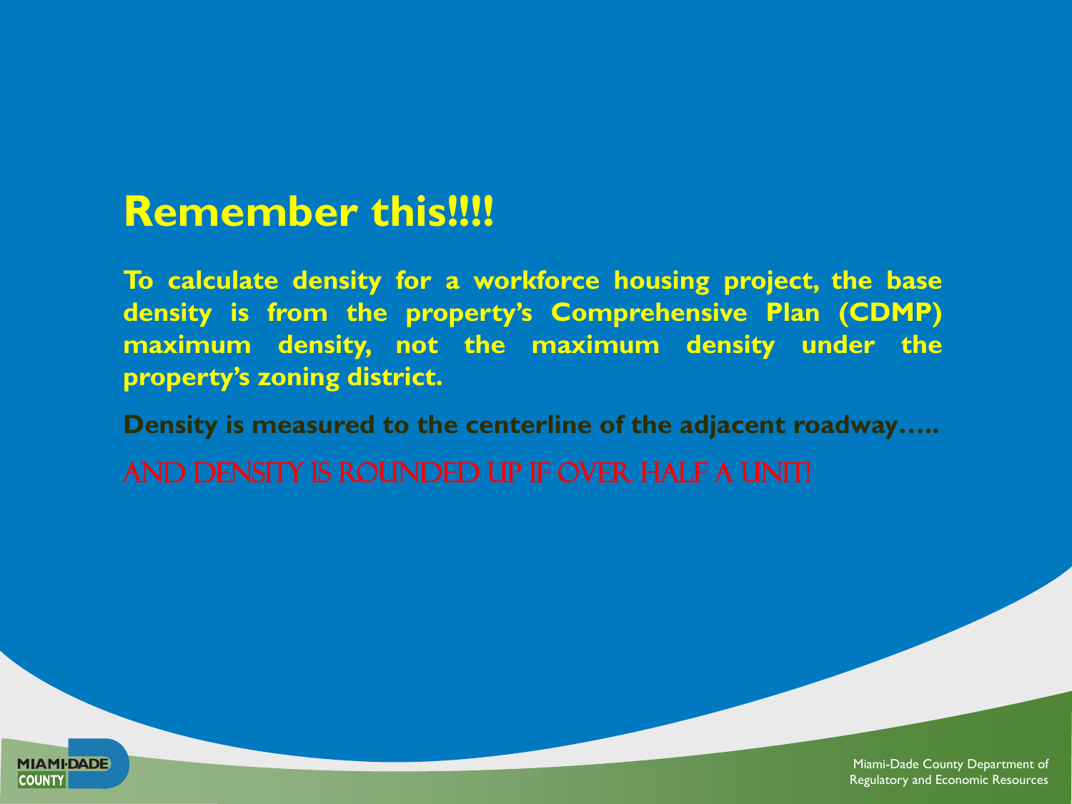# Remember this!!!!

**To calculate density for a workforce housing project, the base density is from the property's Comprehensive Plan (CDMP) maximum density, not the maximum density under the property's zoning district.**

**Density is measured to the centerline of the adjacent roadway…..**

AND DENSITY IS ROUNDED UP IF OVER HALF A UNIT!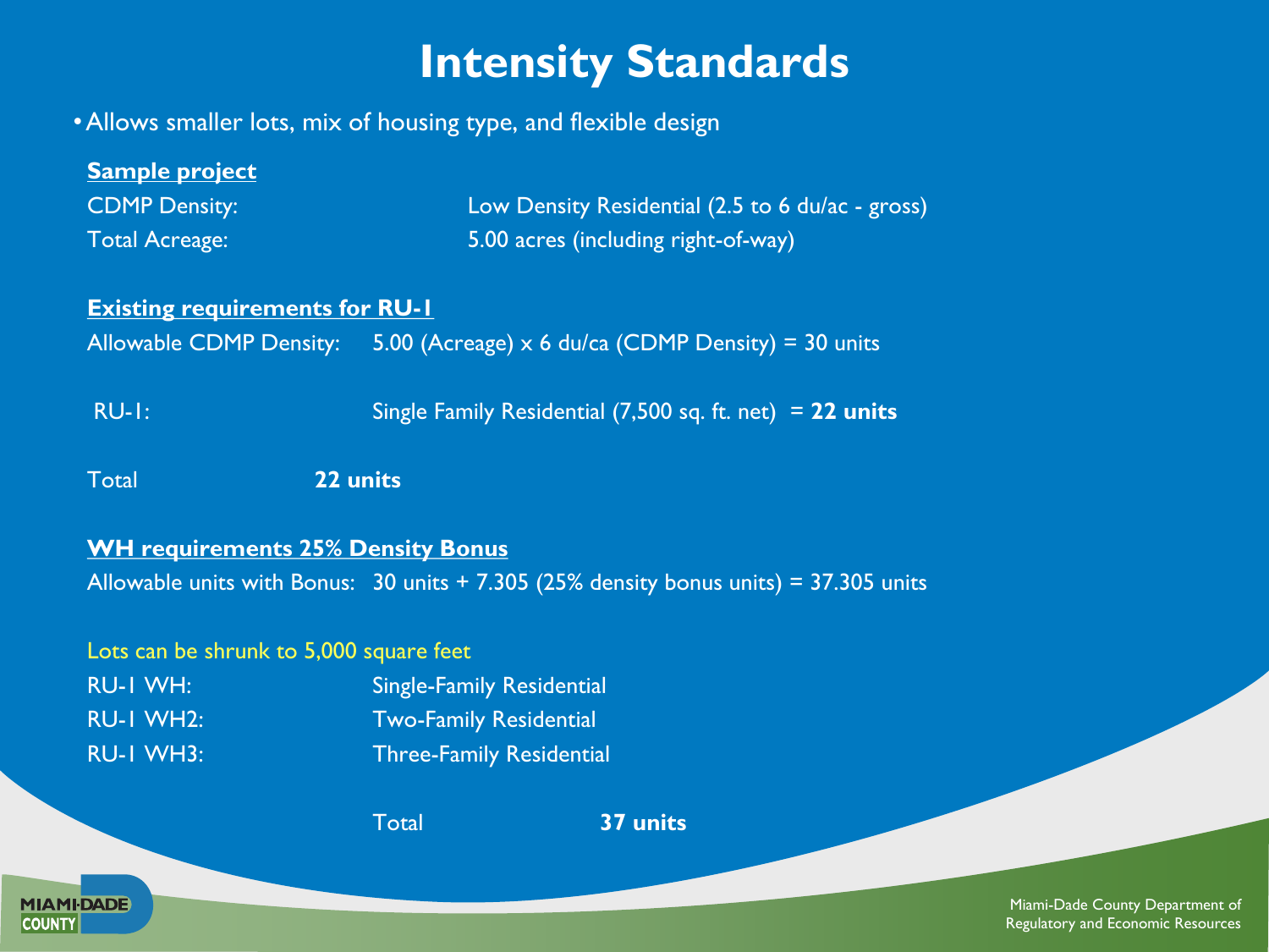# Intensity Standards

- Allows smaller lots, mix of housing type, and flexible design

**Sample project**

CDMP Density: Low Density Residential (2.5 to 6 du/ac - gross)

Total Acreage: 5.00 acres (including right-of-way)

**Existing requirements for RU-1**

Allowable CDMP Density: 5.00 (Acreage) x 6 du/ca (CDMP Density) = 30 units

RU-1: Single Family Residential (7,500 sq. ft. net) = **22 units**

Total **22 units**

**WH requirements 25% Density Bonus**

Allowable units with Bonus: 30 units + 7.305 (25% density bonus units) = 37.305 units

Lots can be shrunk to 5,000 square feet

RU-1 WH: Single-Family Residential

RU-1 WH2: Two-Family Residential

RU-1 WH3: Three-Family Residential

Total **37 units**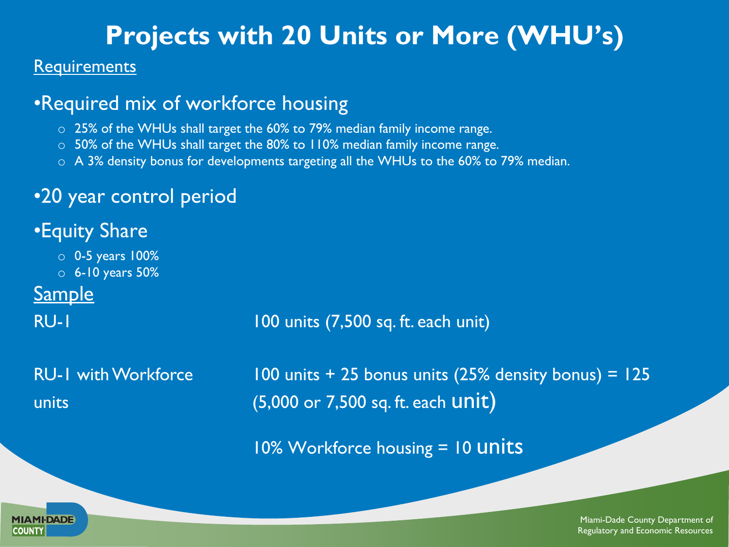# Projects with 20 Units or More (WHU's)

Requirements

- Required mix of workforce housing
  - 25% of the WHUs shall target the 60% to 79% median family income range.
  - 50% of the WHUs shall target the 80% to 110% median family income range.
  - A 3% density bonus for developments targeting all the WHUs to the 60% to 79% median.
- 20 year control period
- Equity Share
  - 0-5 years 100%
  - 6-10 years 50%

Sample

| | |
|---|---|
| RU-1 | 100 units (7,500 sq. ft. each unit) |
| RU-1 with Workforce units | 100 units + 25 bonus units (25% density bonus) = 125 (5,000 or 7,500 sq. ft. each unit) |
| | 10% Workforce housing = 10 units |

Miami-Dade County Department of Regulatory and Economic Resources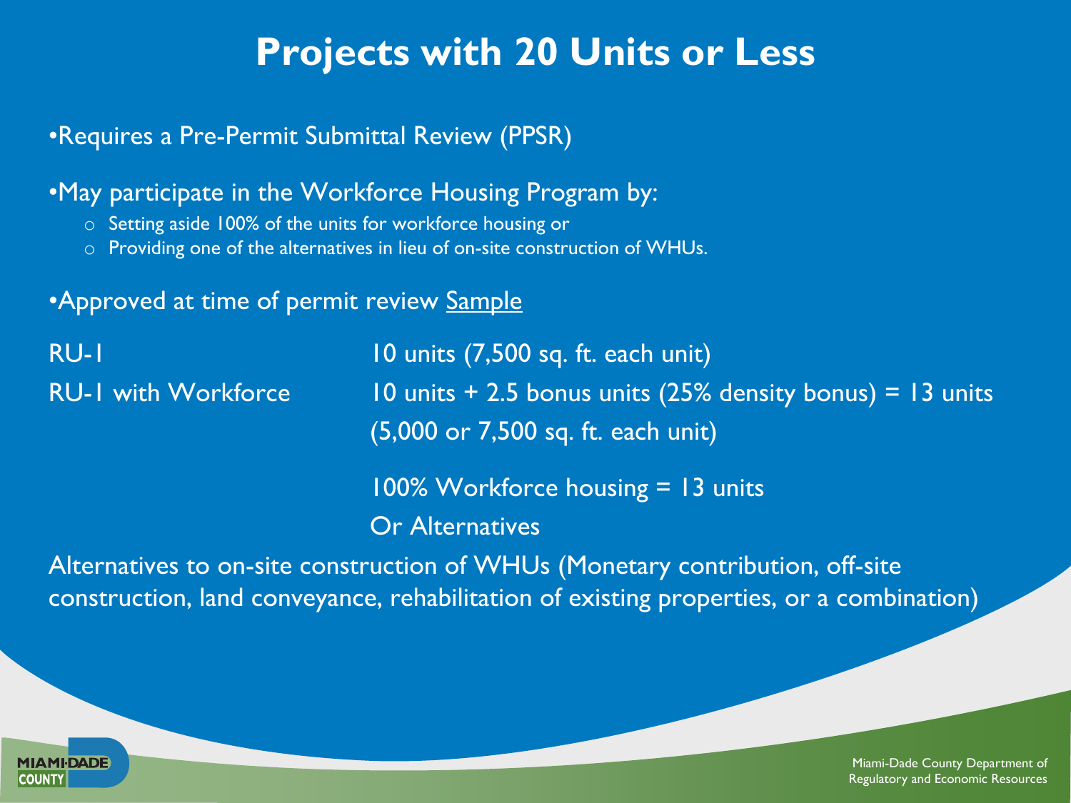# Projects with 20 Units or Less

- Requires a Pre-Permit Submittal Review (PPSR)
- May participate in the Workforce Housing Program by:
  - Setting aside 100% of the units for workforce housing or
  - Providing one of the alternatives in lieu of on-site construction of WHUs.
- Approved at time of permit review Sample

| | |
|---|---|
| RU-1 | 10 units (7,500 sq. ft. each unit) |
| RU-1 with Workforce | 10 units + 2.5 bonus units (25% density bonus) = 13 units (5,000 or 7,500 sq. ft. each unit) |
| | 100% Workforce housing = 13 units |
| | Or Alternatives |

Alternatives to on-site construction of WHUs (Monetary contribution, off-site construction, land conveyance, rehabilitation of existing properties, or a combination)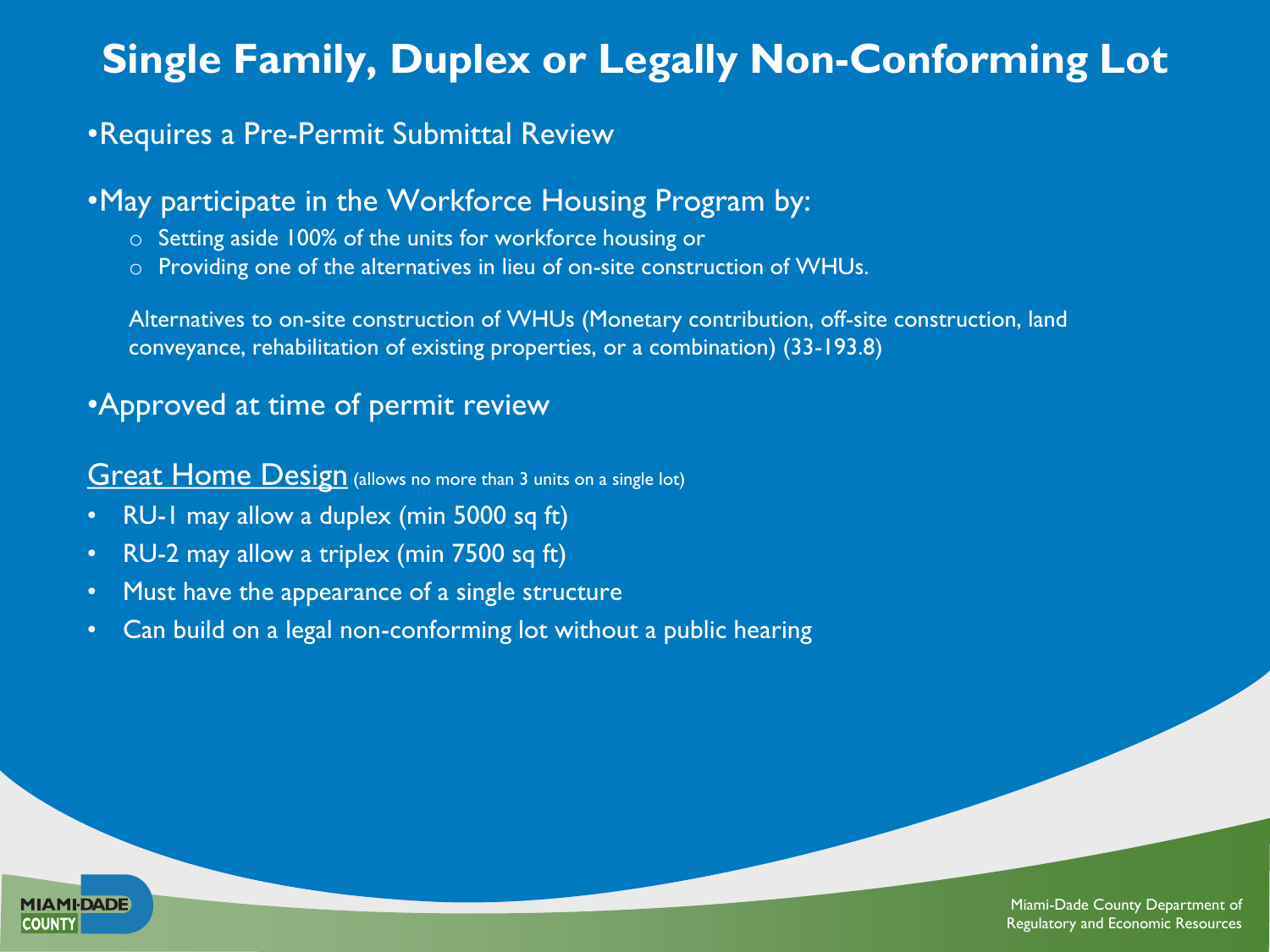# Single Family, Duplex or Legally Non-Conforming Lot

- Requires a Pre-Permit Submittal Review

- May participate in the Workforce Housing Program by:
  - Setting aside 100% of the units for workforce housing or
  - Providing one of the alternatives in lieu of on-site construction of WHUs.

  Alternatives to on-site construction of WHUs (Monetary contribution, off-site construction, land conveyance, rehabilitation of existing properties, or a combination) (33-193.8)

- Approved at time of permit review

<u>Great Home Design</u> (allows no more than 3 units on a single lot)

- RU-1 may allow a duplex (min 5000 sq ft)
- RU-2 may allow a triplex (min 7500 sq ft)
- Must have the appearance of a single structure
- Can build on a legal non-conforming lot without a public hearing

Miami-Dade County Department of Regulatory and Economic Resources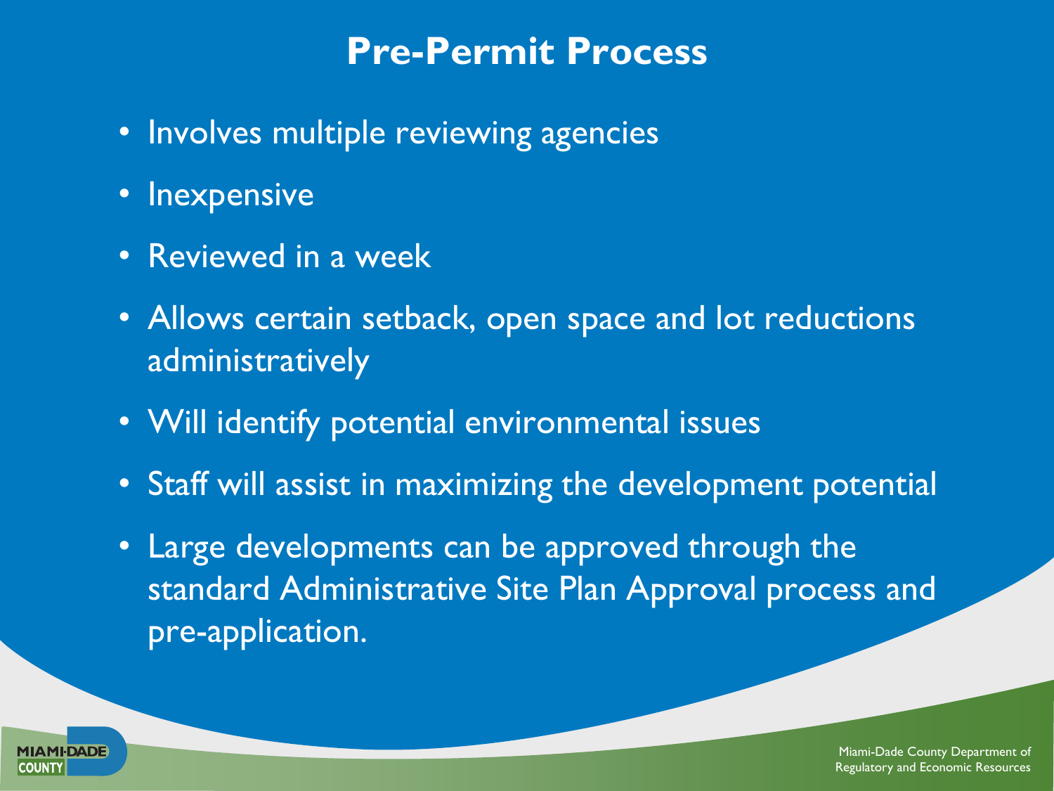# Pre-Permit Process

- Involves multiple reviewing agencies
- Inexpensive
- Reviewed in a week
- Allows certain setback, open space and lot reductions administratively
- Will identify potential environmental issues
- Staff will assist in maximizing the development potential
- Large developments can be approved through the standard Administrative Site Plan Approval process and pre-application.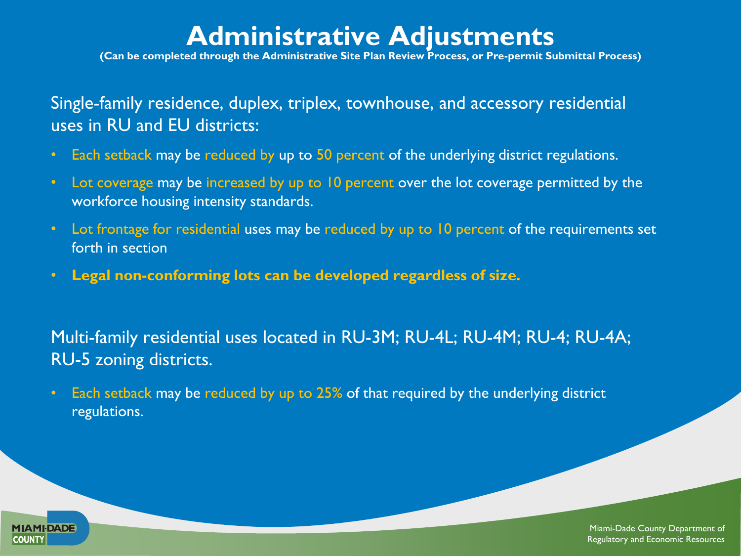# Administrative Adjustments

**(Can be completed through the Administrative Site Plan Review Process, or Pre-permit Submittal Process)**

Single-family residence, duplex, triplex, townhouse, and accessory residential uses in RU and EU districts:

- Each setback may be reduced by up to 50 percent of the underlying district regulations.
- Lot coverage may be increased by up to 10 percent over the lot coverage permitted by the workforce housing intensity standards.
- Lot frontage for residential uses may be reduced by up to 10 percent of the requirements set forth in section
- **Legal non-conforming lots can be developed regardless of size.**

Multi-family residential uses located in RU-3M; RU-4L; RU-4M; RU-4; RU-4A; RU-5 zoning districts.

- Each setback may be reduced by up to 25% of that required by the underlying district regulations.

Miami-Dade County Department of Regulatory and Economic Resources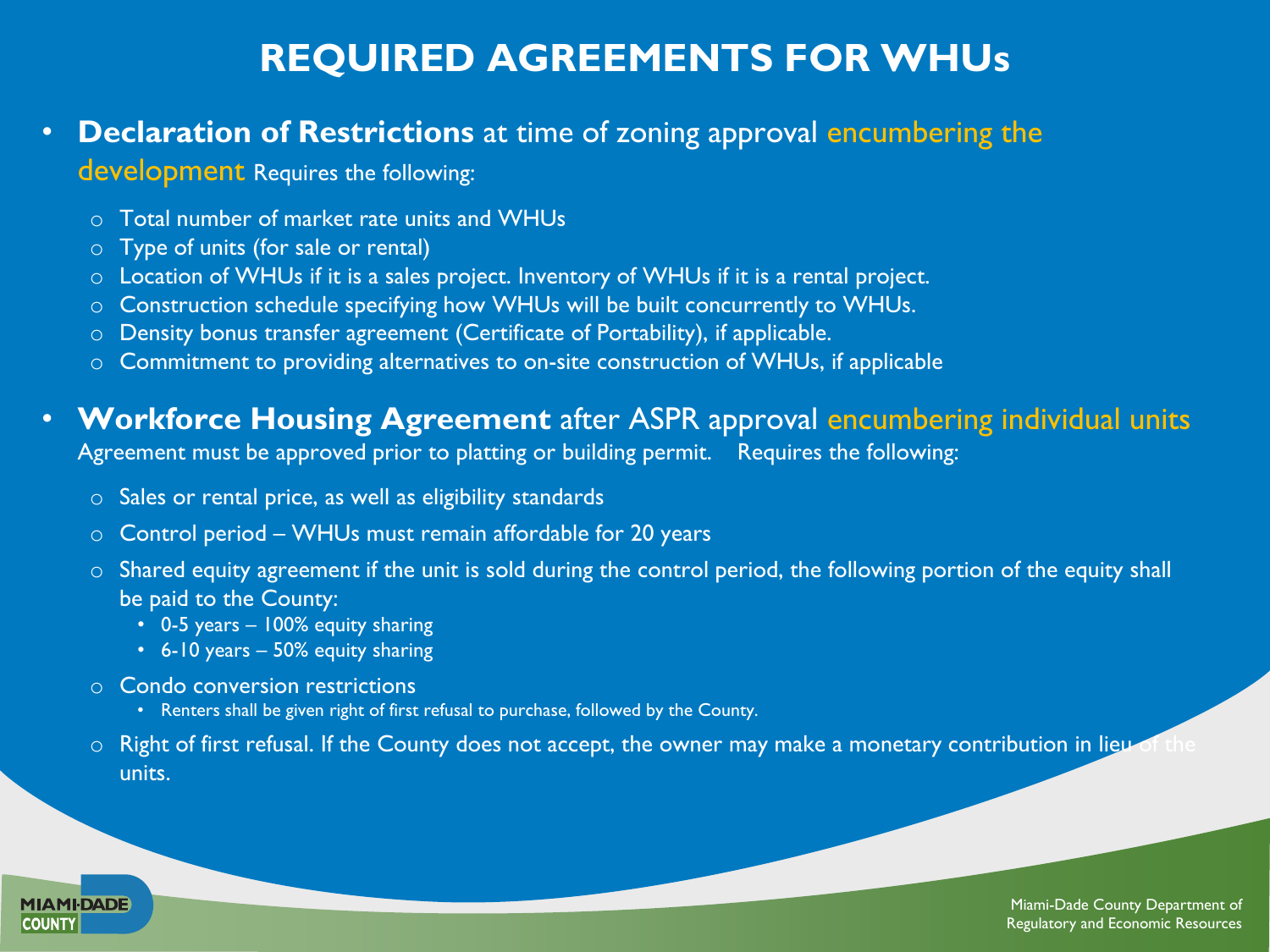# REQUIRED AGREEMENTS FOR WHUs

- **Declaration of Restrictions** at time of zoning approval encumbering the development Requires the following:
  - Total number of market rate units and WHUs
  - Type of units (for sale or rental)
  - Location of WHUs if it is a sales project. Inventory of WHUs if it is a rental project.
  - Construction schedule specifying how WHUs will be built concurrently to WHUs.
  - Density bonus transfer agreement (Certificate of Portability), if applicable.
  - Commitment to providing alternatives to on-site construction of WHUs, if applicable

- **Workforce Housing Agreement** after ASPR approval encumbering individual units
  Agreement must be approved prior to platting or building permit. Requires the following:
  - Sales or rental price, as well as eligibility standards
  - Control period – WHUs must remain affordable for 20 years
  - Shared equity agreement if the unit is sold during the control period, the following portion of the equity shall be paid to the County:
    - 0-5 years – 100% equity sharing
    - 6-10 years – 50% equity sharing
  - Condo conversion restrictions
    - Renters shall be given right of first refusal to purchase, followed by the County.
  - Right of first refusal. If the County does not accept, the owner may make a monetary contribution in lieu of the units.

Miami-Dade County Department of Regulatory and Economic Resources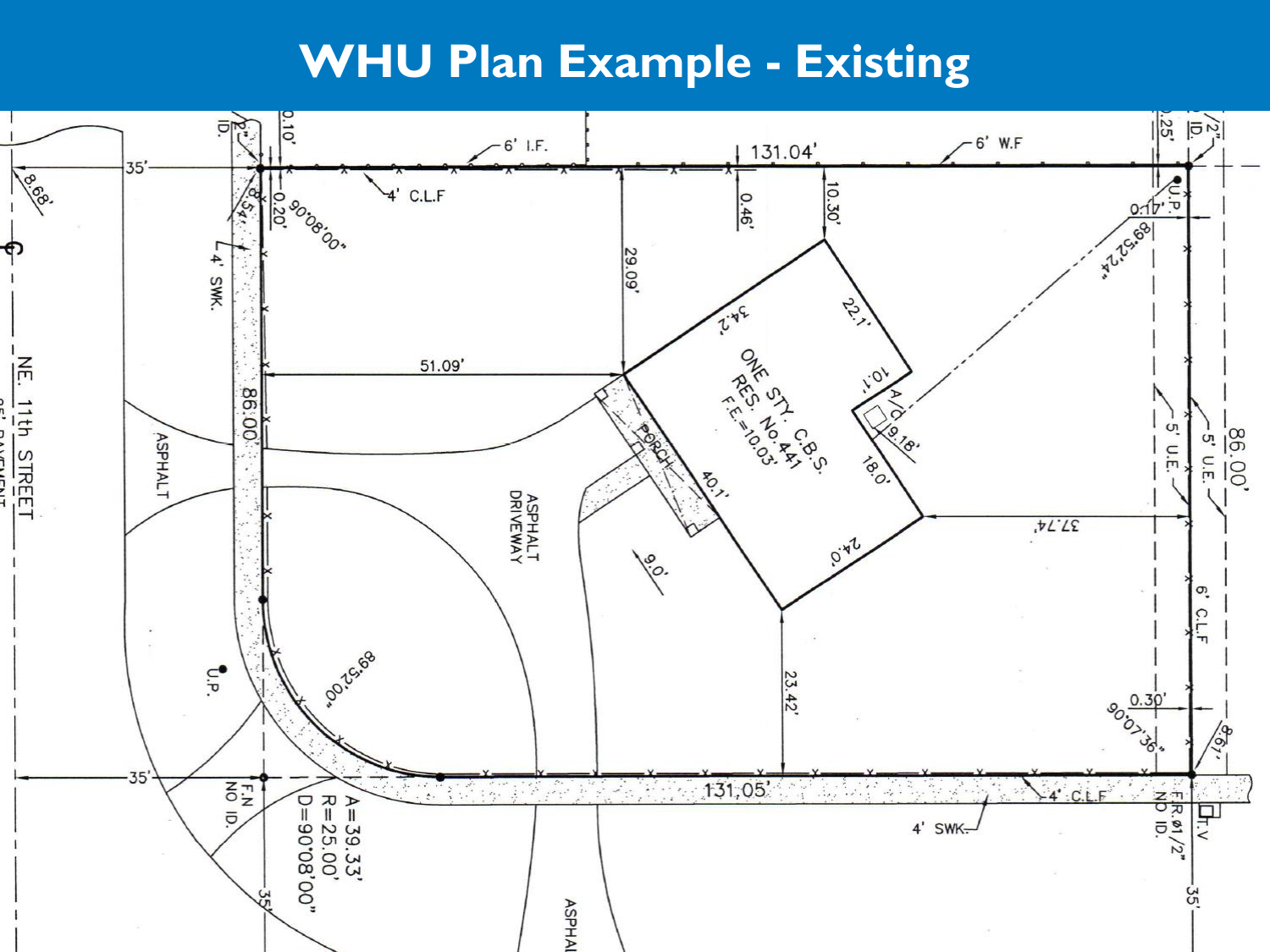# WHU Plan Example - Existing

6' I.F.

131.04'

6' W.F

35'

8.68'

4' C.L.F

0.10'

0.20'

90°08'00"

8.54'

4' SWK.

0.46'

10.30'

29.09'

0.25'

0.17'

U.P.

89°52'24"

NE. 11th STREET

51.09'

34.2'

22.1'

ONE STY. C.B.S.
RES. No. 441
F.E.=10.03'

10.1'

A/C

9.18'

18.0'

86.00'

ASPHALT

PORCH

40.1'

ASPHALT DRIVEWAY

5' U.E.

5' U.E.

86.00'

37.74'

24.0'

9.0'

6' C.L.F

U.P.

89°52'00"

23.42'

0.30'

90°07'36"

8.67'

35'

131.05'

4' C.L.F

F.N NO ID.

A=39.33'
R=25.00'
D=90°08'00"

4' SWK.

F.R.ø1/2" NO ID.

T.V

35'

35'

ASPHALT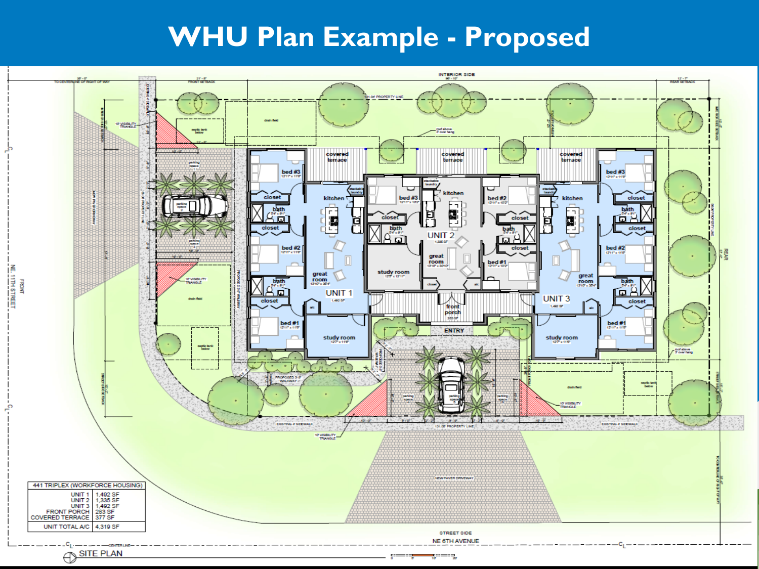# WHU Plan Example - Proposed

| 441 TRIPLEX (WORKFORCE HOUSING) | |
|---|---|
| UNIT 1 | 1,492 SF |
| UNIT 2 | 1,335 SF |
| UNIT 3 | 1,492 SF |
| FRONT PORCH | 283 SF |
| COVERED TERRACE | 377 SF |
| UNIT TOTAL A/C | 4,319 SF |

SITE PLAN

NE 6TH AVENUE

NE 11TH STREET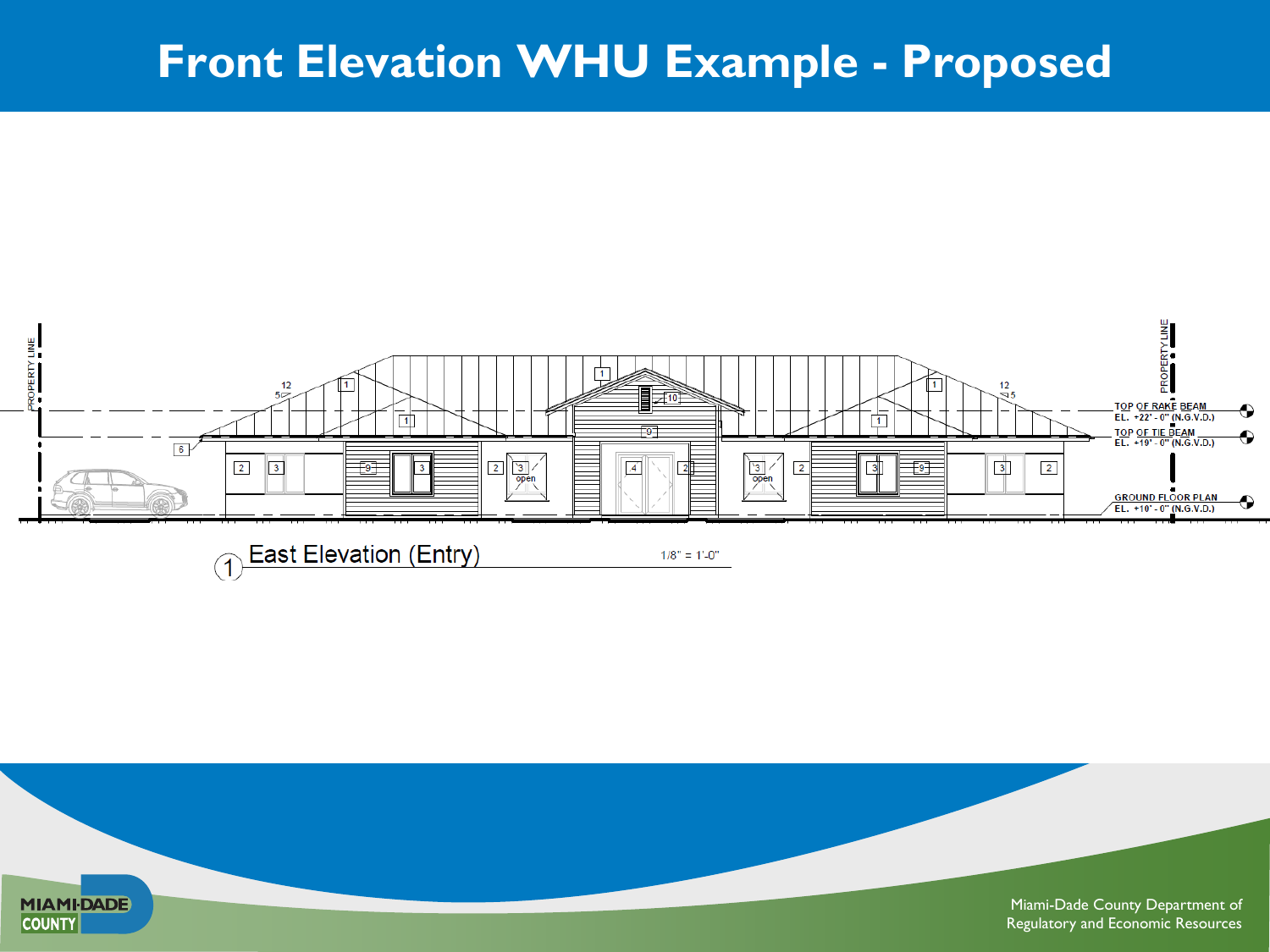# Front Elevation WHU Example - Proposed

PROPERTY LINE

PROPERTY LINE

TOP OF RAKE BEAM
EL. +22' - 0" (N.G.V.D.)

TOP OF TIE BEAM
EL. +19' - 0" (N.G.V.D.)

GROUND FLOOR PLAN
EL. +10' - 0" (N.G.V.D.)

1 East Elevation (Entry) 1/8" = 1'-0"

Miami-Dade County Department of Regulatory and Economic Resources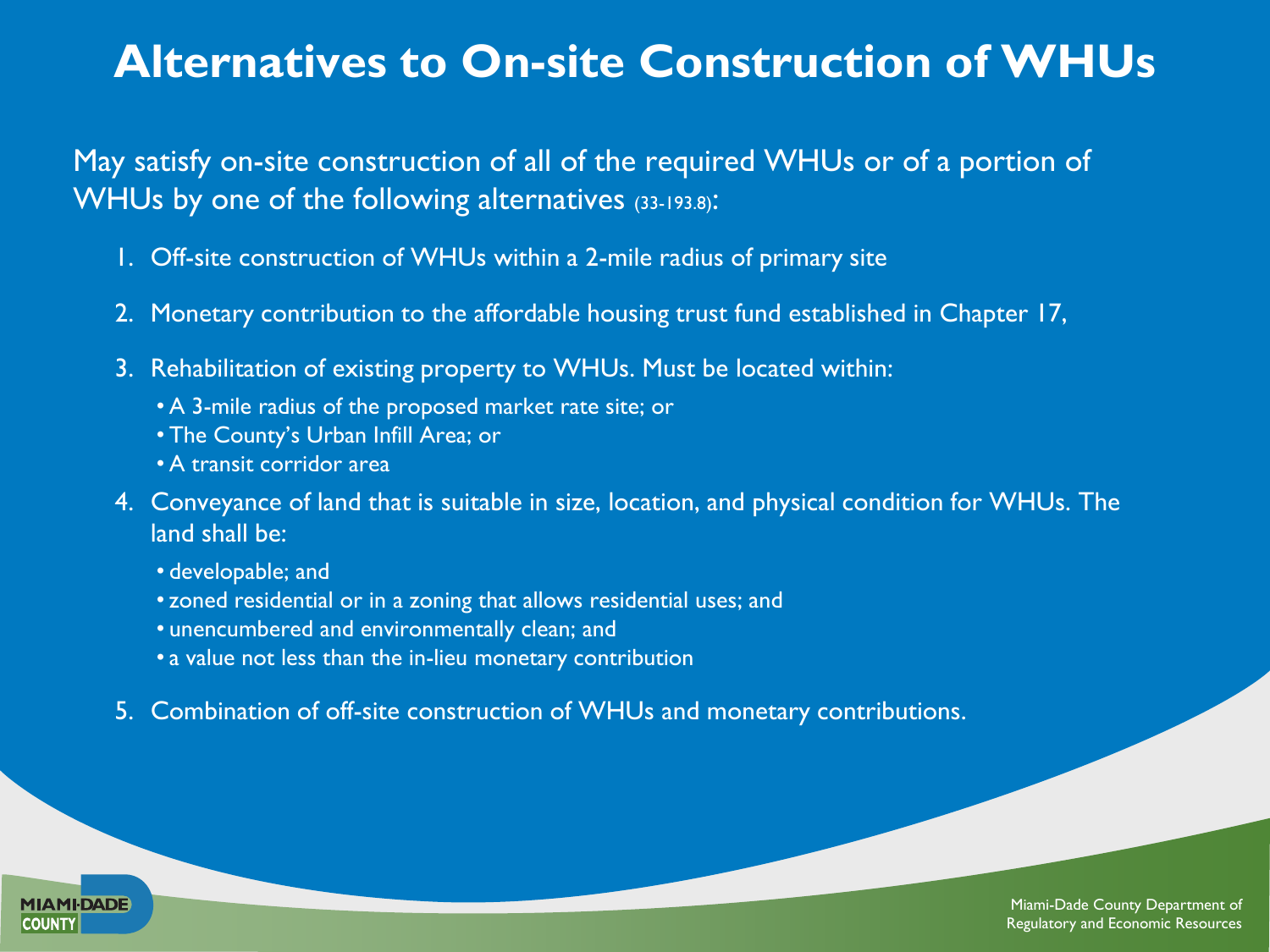# Alternatives to On-site Construction of WHUs

May satisfy on-site construction of all of the required WHUs or of a portion of WHUs by one of the following alternatives (33-193.8):

1. Off-site construction of WHUs within a 2-mile radius of primary site
2. Monetary contribution to the affordable housing trust fund established in Chapter 17,
3. Rehabilitation of existing property to WHUs. Must be located within:
   - A 3-mile radius of the proposed market rate site; or
   - The County's Urban Infill Area; or
   - A transit corridor area
4. Conveyance of land that is suitable in size, location, and physical condition for WHUs. The land shall be:
   - developable; and
   - zoned residential or in a zoning that allows residential uses; and
   - unencumbered and environmentally clean; and
   - a value not less than the in-lieu monetary contribution
5. Combination of off-site construction of WHUs and monetary contributions.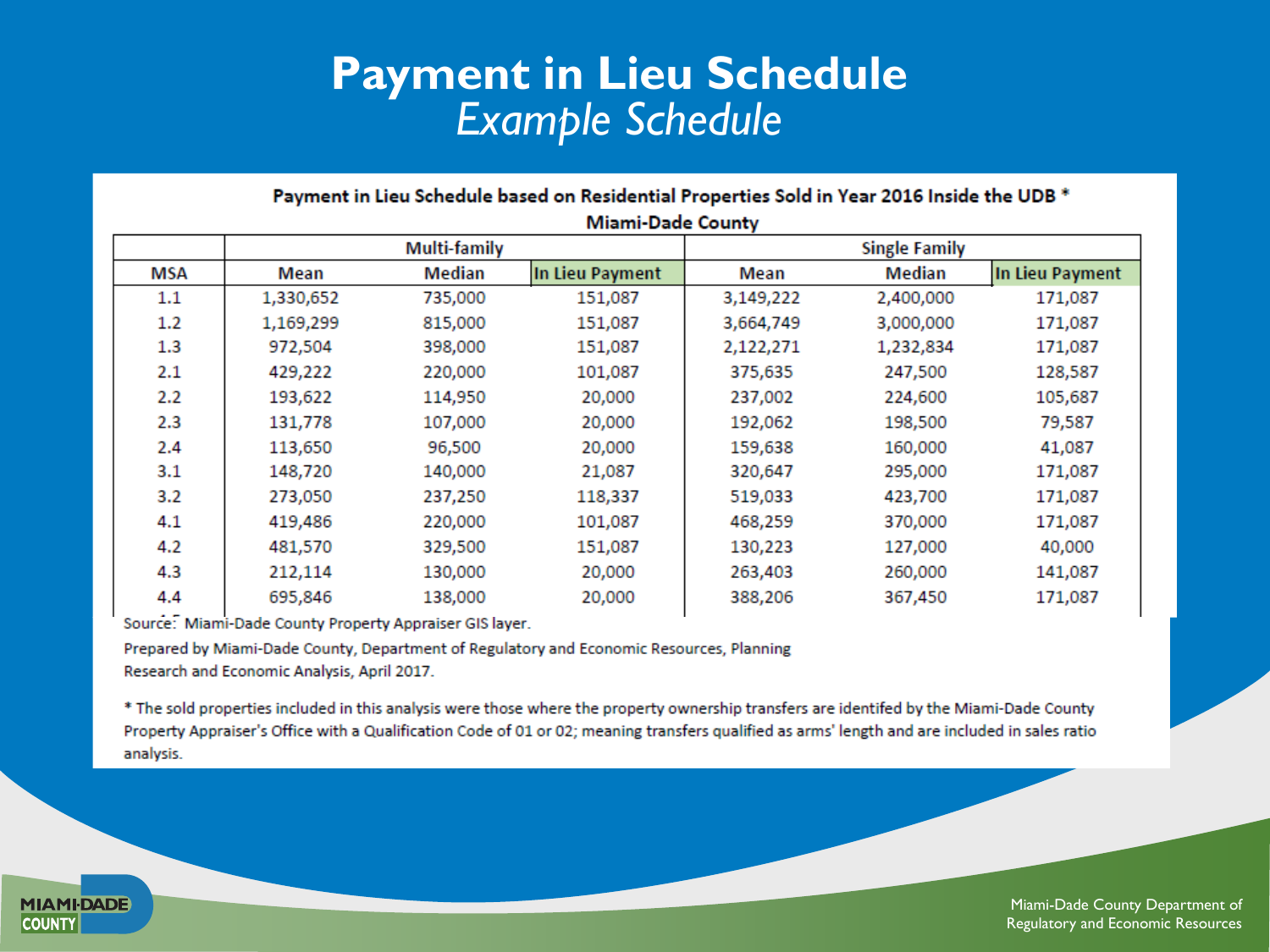# Payment in Lieu Schedule

## *Example Schedule*

**Payment in Lieu Schedule based on Residential Properties Sold in Year 2016 Inside the UDB \***

**Miami-Dade County**

| | Multi-family | | | Single Family | | |
|---|---|---|---|---|---|---|
| MSA | Mean | Median | In Lieu Payment | Mean | Median | In Lieu Payment |
| 1.1 | 1,330,652 | 735,000 | 151,087 | 3,149,222 | 2,400,000 | 171,087 |
| 1.2 | 1,169,299 | 815,000 | 151,087 | 3,664,749 | 3,000,000 | 171,087 |
| 1.3 | 972,504 | 398,000 | 151,087 | 2,122,271 | 1,232,834 | 171,087 |
| 2.1 | 429,222 | 220,000 | 101,087 | 375,635 | 247,500 | 128,587 |
| 2.2 | 193,622 | 114,950 | 20,000 | 237,002 | 224,600 | 105,687 |
| 2.3 | 131,778 | 107,000 | 20,000 | 192,062 | 198,500 | 79,587 |
| 2.4 | 113,650 | 96,500 | 20,000 | 159,638 | 160,000 | 41,087 |
| 3.1 | 148,720 | 140,000 | 21,087 | 320,647 | 295,000 | 171,087 |
| 3.2 | 273,050 | 237,250 | 118,337 | 519,033 | 423,700 | 171,087 |
| 4.1 | 419,486 | 220,000 | 101,087 | 468,259 | 370,000 | 171,087 |
| 4.2 | 481,570 | 329,500 | 151,087 | 130,223 | 127,000 | 40,000 |
| 4.3 | 212,114 | 130,000 | 20,000 | 263,403 | 260,000 | 141,087 |
| 4.4 | 695,846 | 138,000 | 20,000 | 388,206 | 367,450 | 171,087 |

Source: Miami-Dade County Property Appraiser GIS layer.

Prepared by Miami-Dade County, Department of Regulatory and Economic Resources, Planning Research and Economic Analysis, April 2017.

\* The sold properties included in this analysis were those where the property ownership transfers are identifed by the Miami-Dade County Property Appraiser's Office with a Qualification Code of 01 or 02; meaning transfers qualified as arms' length and are included in sales ratio analysis.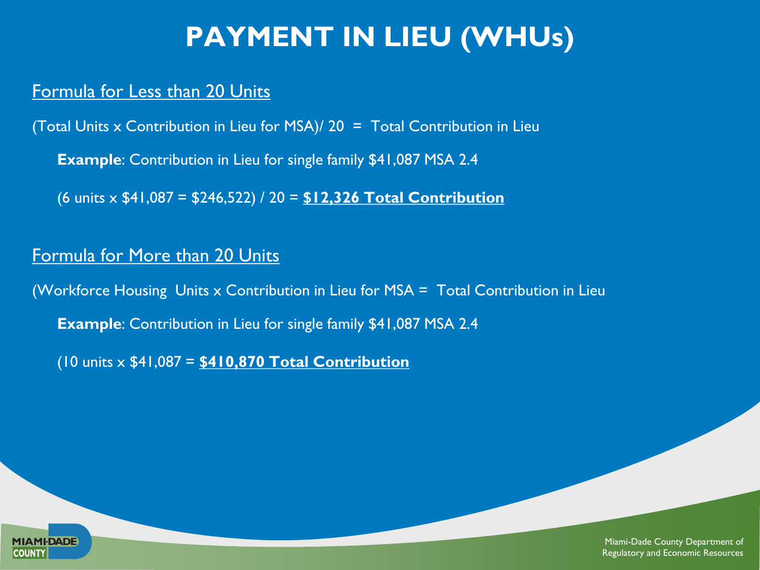# PAYMENT IN LIEU (WHUs)

<u>Formula for Less than 20 Units</u>

(Total Units x Contribution in Lieu for MSA)/ 20 = Total Contribution in Lieu

**Example**: Contribution in Lieu for single family $41,087 MSA 2.4

(6 units x $41,087 = $246,522) / 20 = **<u>$12,326 Total Contribution</u>**

<u>Formula for More than 20 Units</u>

(Workforce Housing Units x Contribution in Lieu for MSA = Total Contribution in Lieu

**Example**: Contribution in Lieu for single family $41,087 MSA 2.4

(10 units x $41,087 = **<u>$410,870 Total Contribution</u>**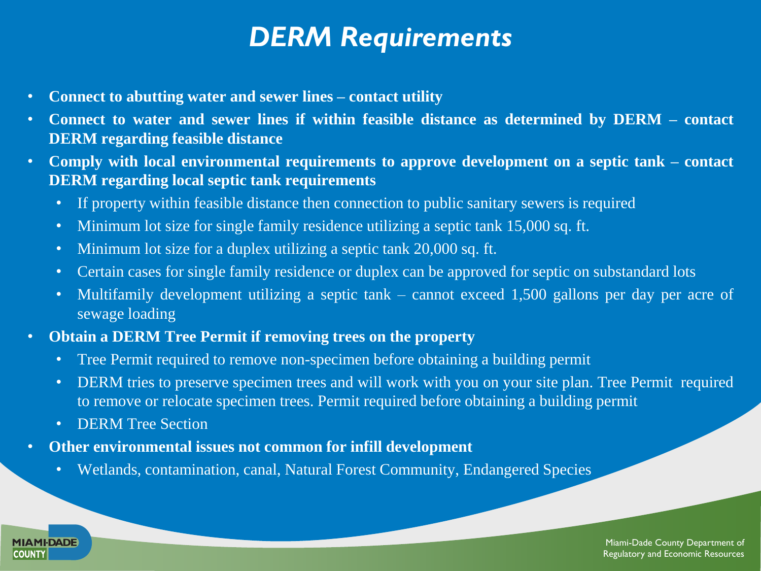# *DERM Requirements*

- **Connect to abutting water and sewer lines – contact utility**
- **Connect to water and sewer lines if within feasible distance as determined by DERM – contact DERM regarding feasible distance**
- **Comply with local environmental requirements to approve development on a septic tank – contact DERM regarding local septic tank requirements**
  - If property within feasible distance then connection to public sanitary sewers is required
  - Minimum lot size for single family residence utilizing a septic tank 15,000 sq. ft.
  - Minimum lot size for a duplex utilizing a septic tank 20,000 sq. ft.
  - Certain cases for single family residence or duplex can be approved for septic on substandard lots
  - Multifamily development utilizing a septic tank – cannot exceed 1,500 gallons per day per acre of sewage loading
- **Obtain a DERM Tree Permit if removing trees on the property**
  - Tree Permit required to remove non-specimen before obtaining a building permit
  - DERM tries to preserve specimen trees and will work with you on your site plan. Tree Permit required to remove or relocate specimen trees. Permit required before obtaining a building permit
  - DERM Tree Section
- **Other environmental issues not common for infill development**
  - Wetlands, contamination, canal, Natural Forest Community, Endangered Species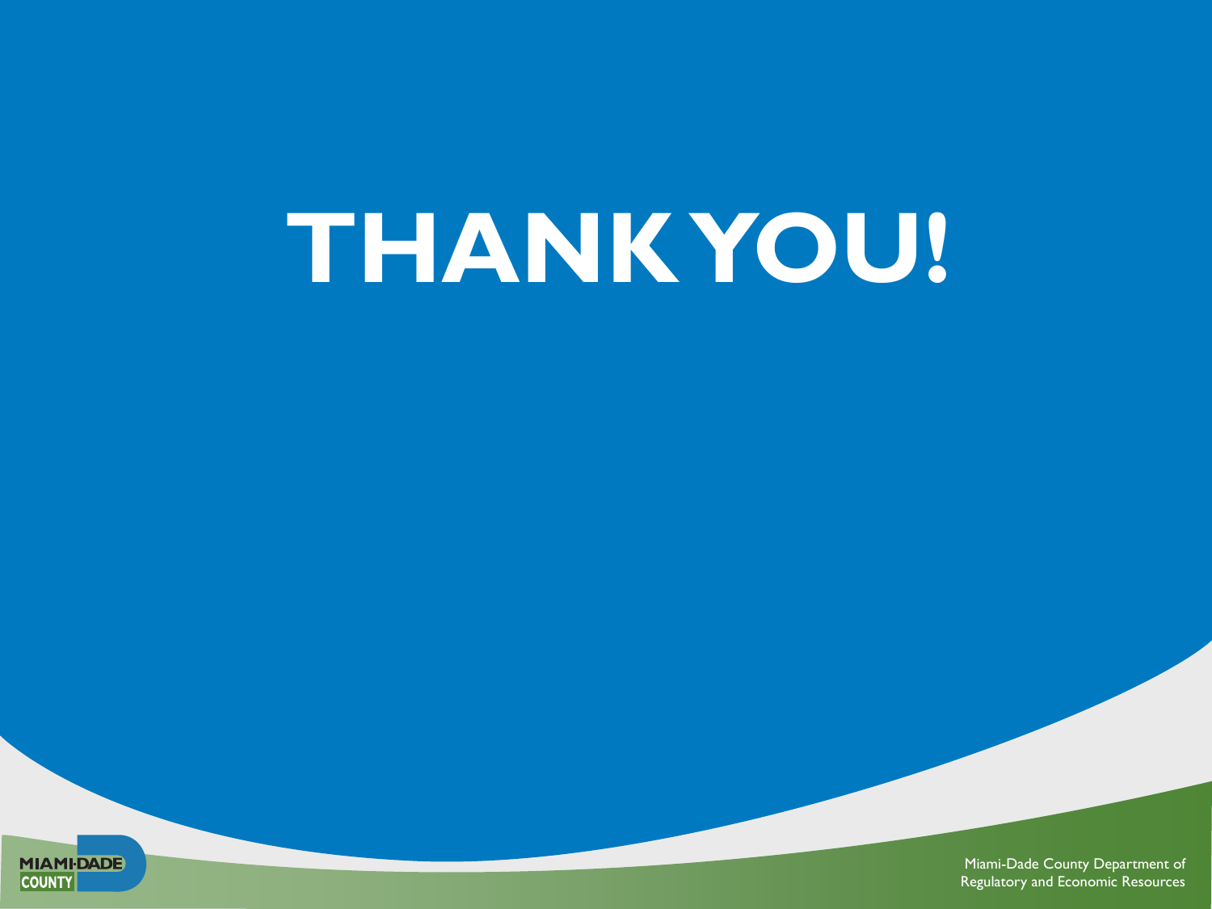# THANK YOU!

Miami-Dade County Department of Regulatory and Economic Resources